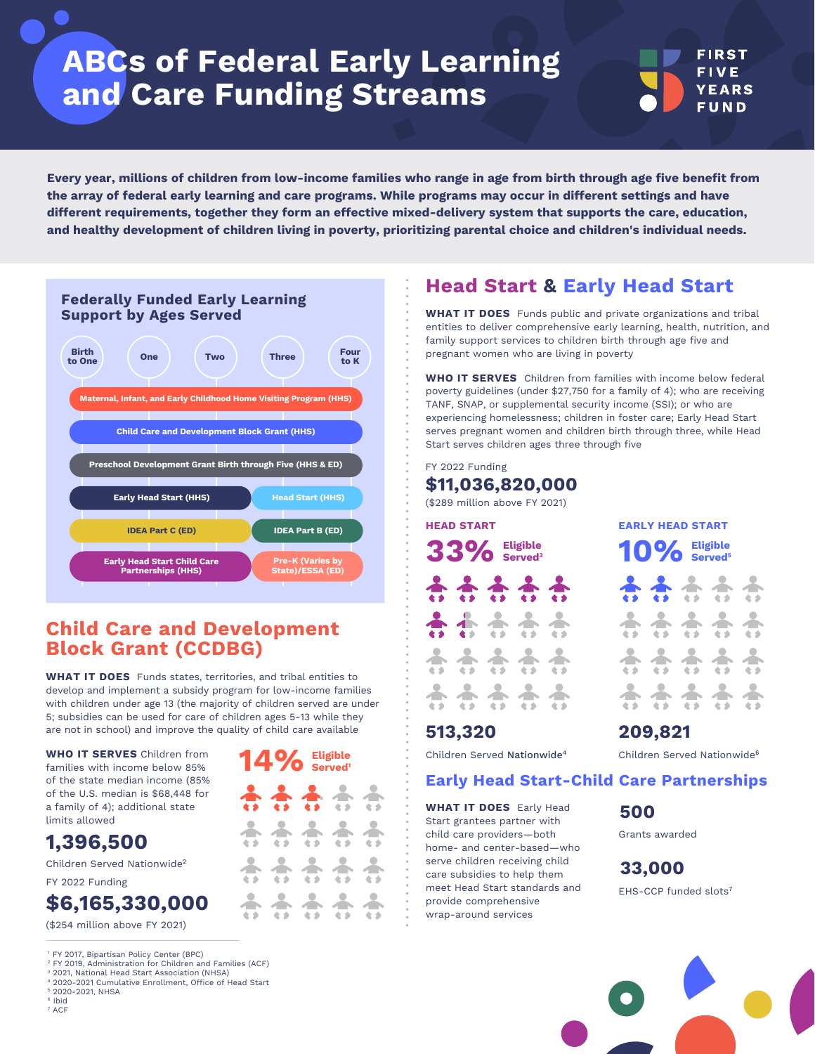# ABCs of Federal Early Learning and Care Funding Streams

FIRST FIVE YEARS FUND

**Every year, millions of children from low-income families who range in age from birth through age five benefit from the array of federal early learning and care programs. While programs may occur in different settings and have different requirements, together they form an effective mixed-delivery system that supports the care, education, and healthy development of children living in poverty, prioritizing parental choice and children's individual needs.**

## Federally Funded Early Learning Support by Ages Served

| Birth to One | One | Two | Three | Four to K |
|---|---|---|---|---|
| Maternal, Infant, and Early Childhood Home Visiting Program (HHS) | | | | |
| Child Care and Development Block Grant (HHS) | | | | |
| Preschool Development Grant Birth through Five (HHS & ED) | | | | |
| Early Head Start (HHS) | | | Head Start (HHS) | |
| IDEA Part C (ED) | | | IDEA Part B (ED) | |
| Early Head Start Child Care Partnerships (HHS) | | | Pre-K (Varies by State)/ESSA (ED) | |

## Child Care and Development Block Grant (CCDBG)

**WHAT IT DOES** Funds states, territories, and tribal entities to develop and implement a subsidy program for low-income families with children under age 13 (the majority of children served are under 5; subsidies can be used for care of children ages 5-13 while they are not in school) and improve the quality of child care available

**WHO IT SERVES** Children from families with income below 85% of the state median income (85% of the U.S. median is $68,448 for a family of 4); additional state limits allowed

**14%** Eligible Served[1]

**1,396,500**

Children Served Nationwide[2]

FY 2022 Funding

**$6,165,330,000**

($254 million above FY 2021)

## Head Start & Early Head Start

**WHAT IT DOES** Funds public and private organizations and tribal entities to deliver comprehensive early learning, health, nutrition, and family support services to children birth through age five and pregnant women who are living in poverty

**WHO IT SERVES** Children from families with income below federal poverty guidelines (under $27,750 for a family of 4); who are receiving TANF, SNAP, or supplemental security income (SSI); or who are experiencing homelessness; children in foster care; Early Head Start serves pregnant women and children birth through three, while Head Start serves children ages three through five

FY 2022 Funding

**$11,036,820,000**

($289 million above FY 2021)

### HEAD START

**33%** Eligible Served[3]

**513,320**

Children Served Nationwide[4]

### EARLY HEAD START

**10%** Eligible Served[5]

**209,821**

Children Served Nationwide[6]

## Early Head Start-Child Care Partnerships

**WHAT IT DOES** Early Head Start grantees partner with child care providers—both home- and center-based—who serve children receiving child care subsidies to help them meet Head Start standards and provide comprehensive wrap-around services

**500**

Grants awarded

**33,000**

EHS-CCP funded slots[7]

---

[1] FY 2017, Bipartisan Policy Center (BPC)
[2] FY 2019, Administration for Children and Families (ACF)
[3] 2021, National Head Start Association (NHSA)
[4] 2020-2021 Cumulative Enrollment, Office of Head Start
[5] 2020-2021, NHSA
[6] Ibid
[7] ACF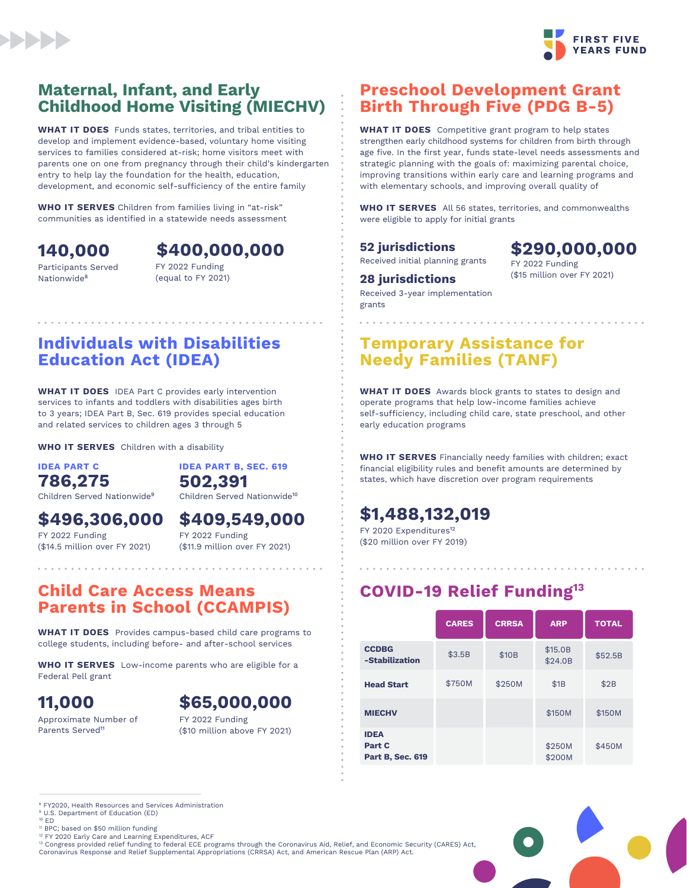## Maternal, Infant, and Early Childhood Home Visiting (MIECHV)

**WHAT IT DOES** Funds states, territories, and tribal entities to develop and implement evidence-based, voluntary home visiting services to families considered at-risk; home visitors meet with parents one on one from pregnancy through their child's kindergarten entry to help lay the foundation for the health, education, development, and economic self-sufficiency of the entire family

**WHO IT SERVES** Children from families living in "at-risk" communities as identified in a statewide needs assessment

**140,000**
Participants Served Nationwide[8]

**$400,000,000**
FY 2022 Funding (equal to FY 2021)

## Preschool Development Grant Birth Through Five (PDG B-5)

**WHAT IT DOES** Competitive grant program to help states strengthen early childhood systems for children from birth through age five. In the first year, funds state-level needs assessments and strategic planning with the goals of: maximizing parental choice, improving transitions within early care and learning programs and with elementary schools, and improving overall quality of

**WHO IT SERVES** All 56 states, territories, and commonwealths were eligible to apply for initial grants

**52 jurisdictions**
Received initial planning grants

**28 jurisdictions**
Received 3-year implementation grants

**$290,000,000**
FY 2022 Funding ($15 million over FY 2021)

## Individuals with Disabilities Education Act (IDEA)

**WHAT IT DOES** IDEA Part C provides early intervention services to infants and toddlers with disabilities ages birth to 3 years; IDEA Part B, Sec. 619 provides special education and related services to children ages 3 through 5

**WHO IT SERVES** Children with a disability

**IDEA PART C**
**786,275**
Children Served Nationwide[9]

**$496,306,000**
FY 2022 Funding ($14.5 million over FY 2021)

**IDEA PART B, SEC. 619**
**502,391**
Children Served Nationwide[10]

**$409,549,000**
FY 2022 Funding ($11.9 million over FY 2021)

## Temporary Assistance for Needy Families (TANF)

**WHAT IT DOES** Awards block grants to states to design and operate programs that help low-income families achieve self-sufficiency, including child care, state preschool, and other early education programs

**WHO IT SERVES** Financially needy families with children; exact financial eligibility rules and benefit amounts are determined by states, which have discretion over program requirements

**$1,488,132,019**
FY 2020 Expenditures[12]
($20 million over FY 2019)

## Child Care Access Means Parents in School (CCAMPIS)

**WHAT IT DOES** Provides campus-based child care programs to college students, including before- and after-school services

**WHO IT SERVES** Low-income parents who are eligible for a Federal Pell grant

**11,000**
Approximate Number of Parents Served[11]

**$65,000,000**
FY 2022 Funding ($10 million above FY 2021)

## COVID-19 Relief Funding[13]

| | CARES | CRRSA | ARP | TOTAL |
|---|---|---|---|---|
| **CCDBG -Stabilization** | $3.5B | $10B | $15.0B $24.0B | $52.5B |
| **Head Start** | $750M | $250M | $1B | $2B |
| **MIECHV** | | | $150M | $150M |
| **IDEA Part C Part B, Sec. 619** | | | $250M $200M | $450M |

---

[8] FY2020, Health Resources and Services Administration
[9] U.S. Department of Education (ED)
[10] ED
[11] BPC; based on $50 million funding
[12] FY 2020 Early Care and Learning Expenditures, ACF
[13] Congress provided relief funding to federal ECE programs through the Coronavirus Aid, Relief, and Economic Security (CARES) Act, Coronavirus Response and Relief Supplemental Appropriations (CRRSA) Act, and American Rescue Plan (ARP) Act.